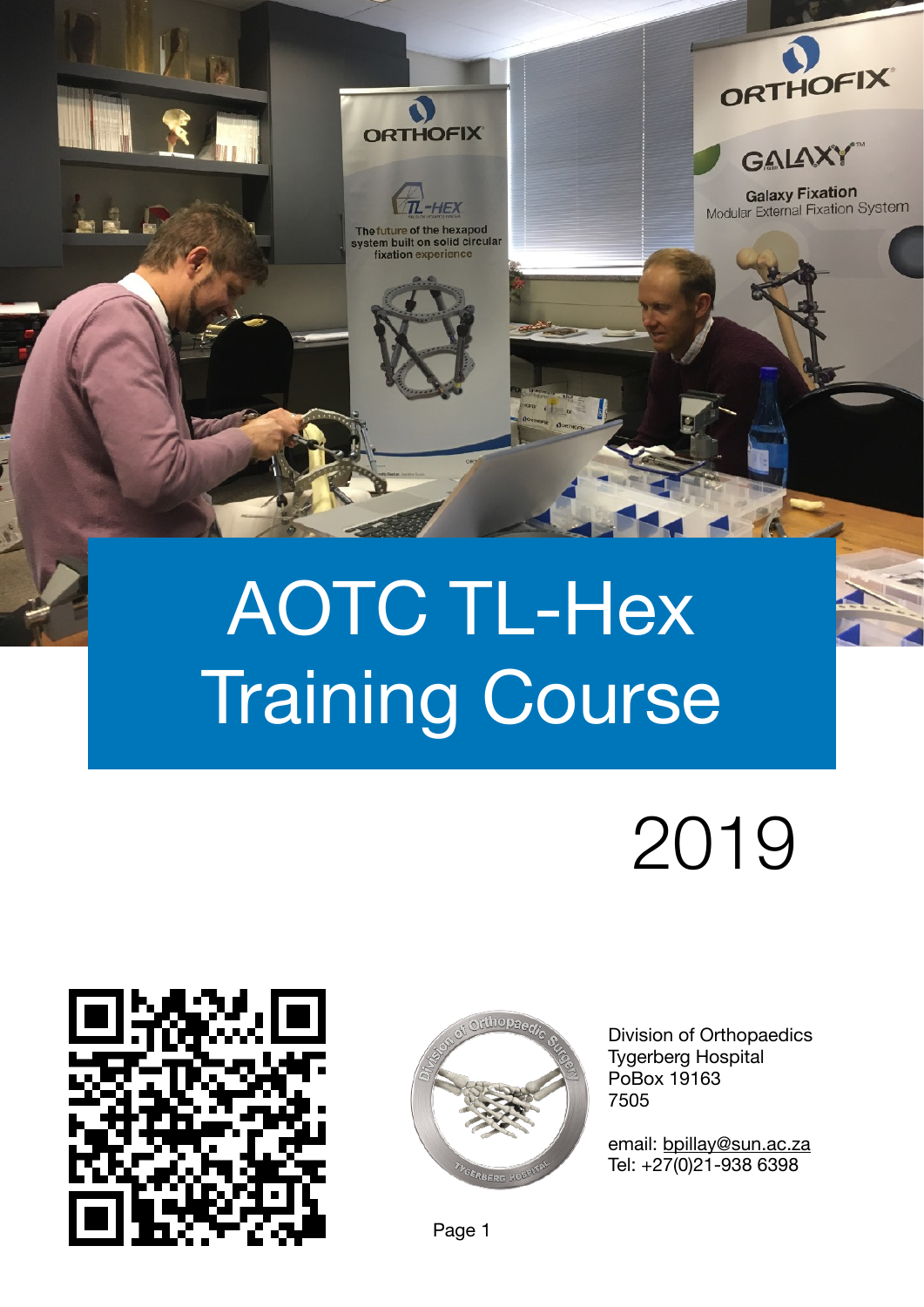# AOTC TL-Hex Training Course

2019

Division of Orthopaedics
Tygerberg Hospital
PoBox 19163
7505

email: bpillay@sun.ac.za
Tel: +27(0)21-938 6398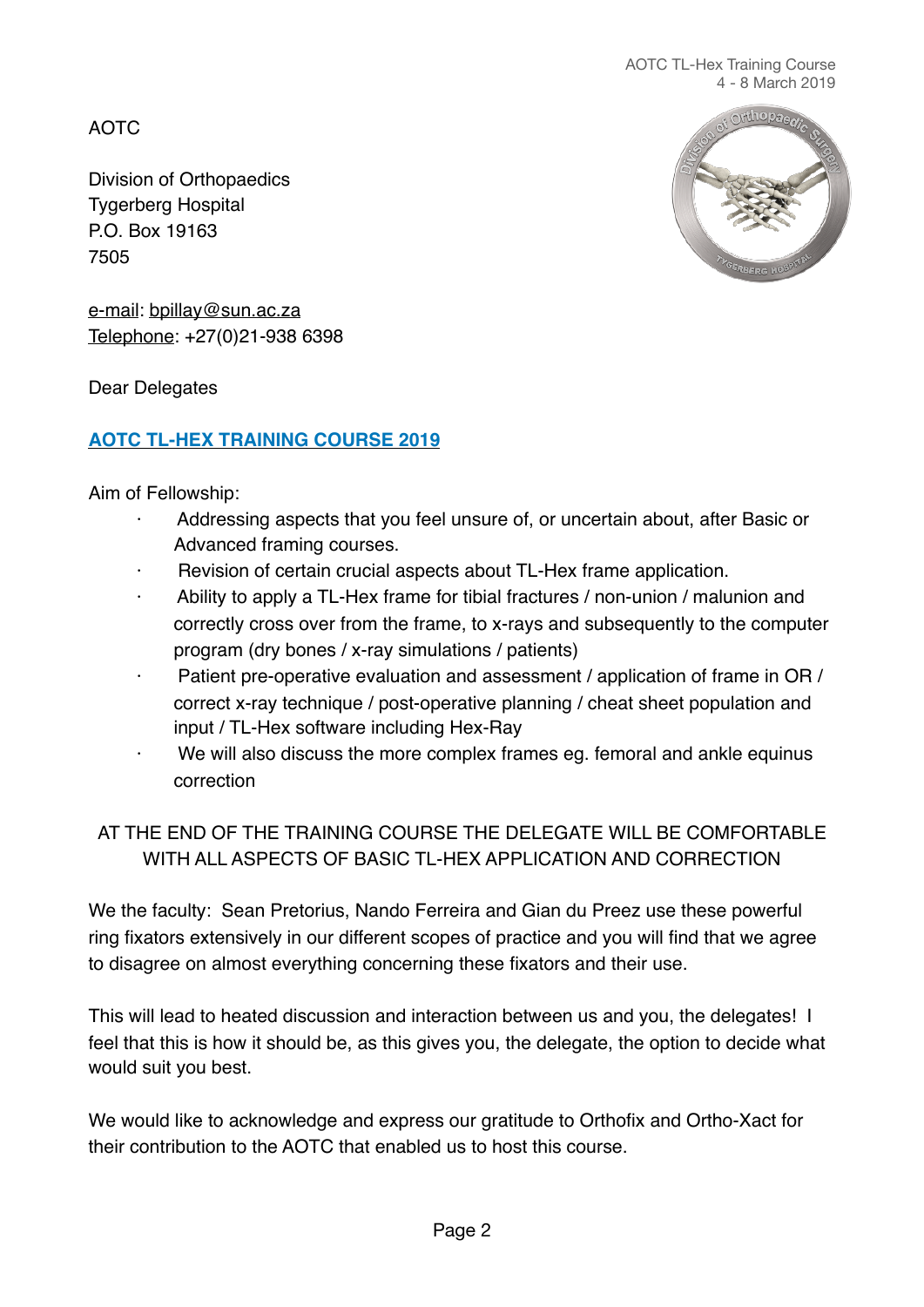AOTC

Division of Orthopaedics
Tygerberg Hospital
P.O. Box 19163
7505

e-mail: bpillay@sun.ac.za
Telephone: +27(0)21-938 6398

Dear Delegates

## AOTC TL-HEX TRAINING COURSE 2019

Aim of Fellowship:

- Addressing aspects that you feel unsure of, or uncertain about, after Basic or Advanced framing courses.
- Revision of certain crucial aspects about TL-Hex frame application.
- Ability to apply a TL-Hex frame for tibial fractures / non-union / malunion and correctly cross over from the frame, to x-rays and subsequently to the computer program (dry bones / x-ray simulations / patients)
- Patient pre-operative evaluation and assessment / application of frame in OR / correct x-ray technique / post-operative planning / cheat sheet population and input / TL-Hex software including Hex-Ray
- We will also discuss the more complex frames eg. femoral and ankle equinus correction

AT THE END OF THE TRAINING COURSE THE DELEGATE WILL BE COMFORTABLE WITH ALL ASPECTS OF BASIC TL-HEX APPLICATION AND CORRECTION

We the faculty: Sean Pretorius, Nando Ferreira and Gian du Preez use these powerful ring fixators extensively in our different scopes of practice and you will find that we agree to disagree on almost everything concerning these fixators and their use.

This will lead to heated discussion and interaction between us and you, the delegates! I feel that this is how it should be, as this gives you, the delegate, the option to decide what would suit you best.

We would like to acknowledge and express our gratitude to Orthofix and Ortho-Xact for their contribution to the AOTC that enabled us to host this course.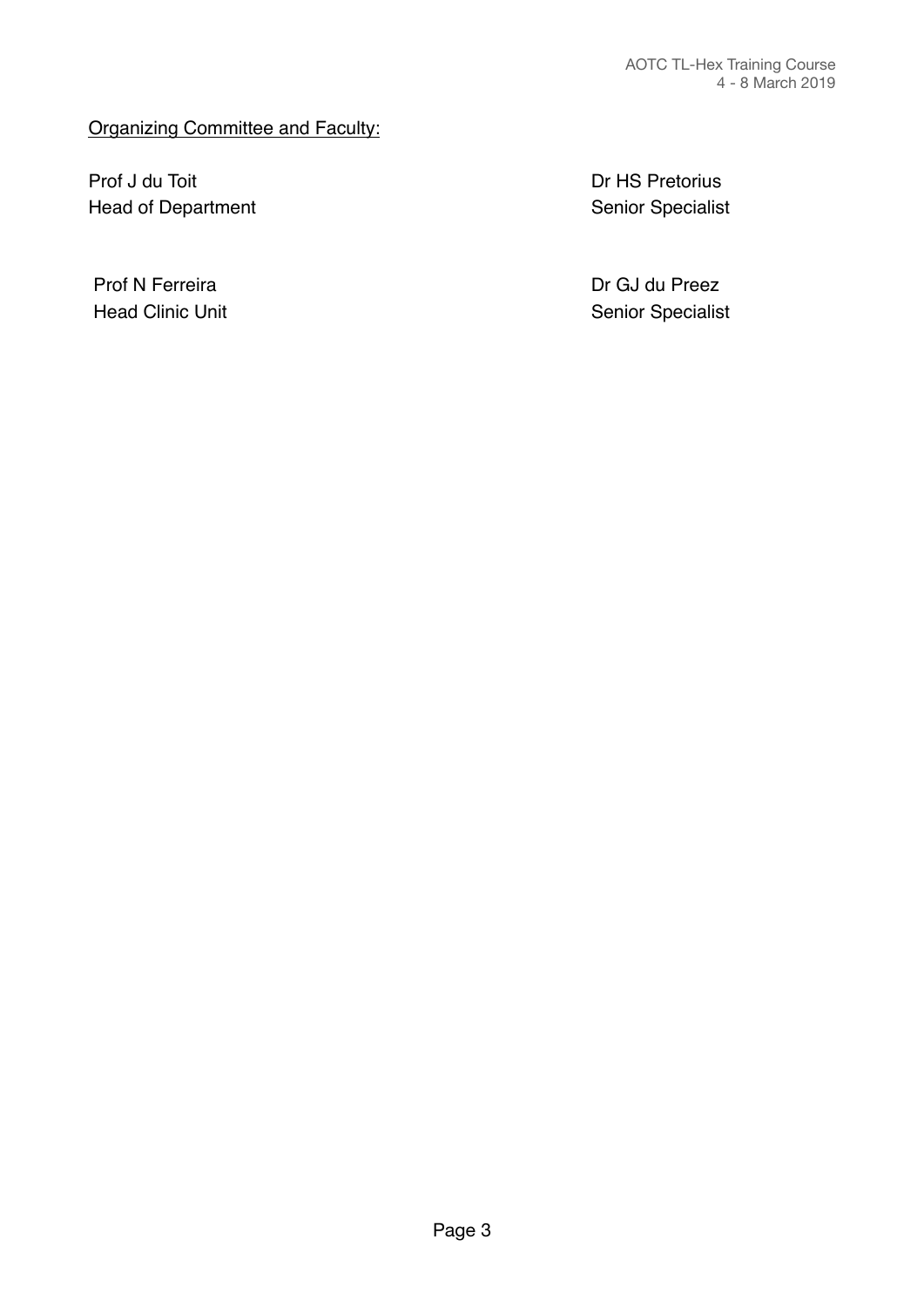Organizing Committee and Faculty:

Prof J du Toit
Head of Department

Dr HS Pretorius
Senior Specialist

Prof N Ferreira
Head Clinic Unit

Dr GJ du Preez
Senior Specialist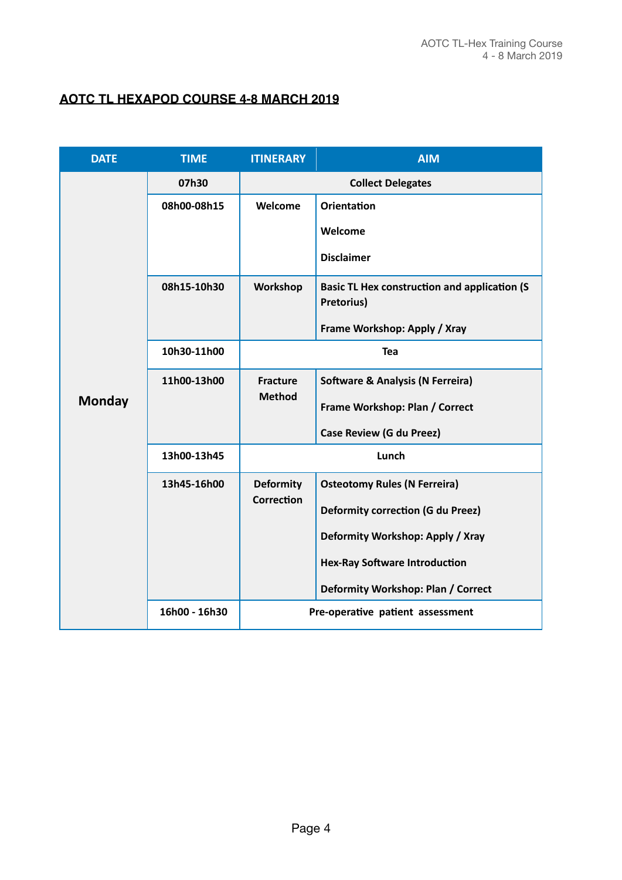## AOTC TL HEXAPOD COURSE 4-8 MARCH 2019

| DATE | TIME | ITINERARY | AIM |
|---|---|---|---|
| Monday | 07h30 | Collect Delegates | |
| | 08h00-08h15 | Welcome | Orientation<br><br>Welcome<br><br>Disclaimer |
| | 08h15-10h30 | Workshop | Basic TL Hex construction and application (S Pretorius)<br><br>Frame Workshop: Apply / Xray |
| | 10h30-11h00 | Tea | |
| | 11h00-13h00 | Fracture Method | Software & Analysis (N Ferreira)<br><br>Frame Workshop: Plan / Correct<br><br>Case Review (G du Preez) |
| | 13h00-13h45 | Lunch | |
| | 13h45-16h00 | Deformity Correction | Osteotomy Rules (N Ferreira)<br><br>Deformity correction (G du Preez)<br><br>Deformity Workshop: Apply / Xray<br><br>Hex-Ray Software Introduction<br><br>Deformity Workshop: Plan / Correct |
| | 16h00 - 16h30 | Pre-operative patient assessment | |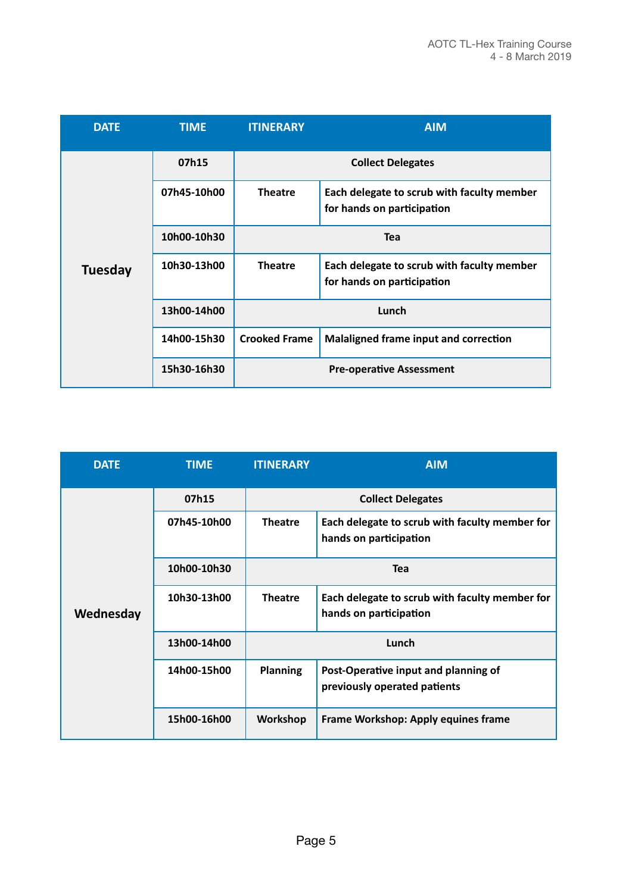| DATE | TIME | ITINERARY | AIM |
|---|---|---|---|
| Tuesday | 07h15 | Collect Delegates | |
| | 07h45-10h00 | Theatre | Each delegate to scrub with faculty member for hands on participation |
| | 10h00-10h30 | Tea | |
| | 10h30-13h00 | Theatre | Each delegate to scrub with faculty member for hands on participation |
| | 13h00-14h00 | Lunch | |
| | 14h00-15h30 | Crooked Frame | Malaligned frame input and correction |
| | 15h30-16h30 | Pre-operative Assessment | |

| DATE | TIME | ITINERARY | AIM |
|---|---|---|---|
| Wednesday | 07h15 | Collect Delegates | |
| | 07h45-10h00 | Theatre | Each delegate to scrub with faculty member for hands on participation |
| | 10h00-10h30 | Tea | |
| | 10h30-13h00 | Theatre | Each delegate to scrub with faculty member for hands on participation |
| | 13h00-14h00 | Lunch | |
| | 14h00-15h00 | Planning | Post-Operative input and planning of previously operated patients |
| | 15h00-16h00 | Workshop | Frame Workshop: Apply equines frame |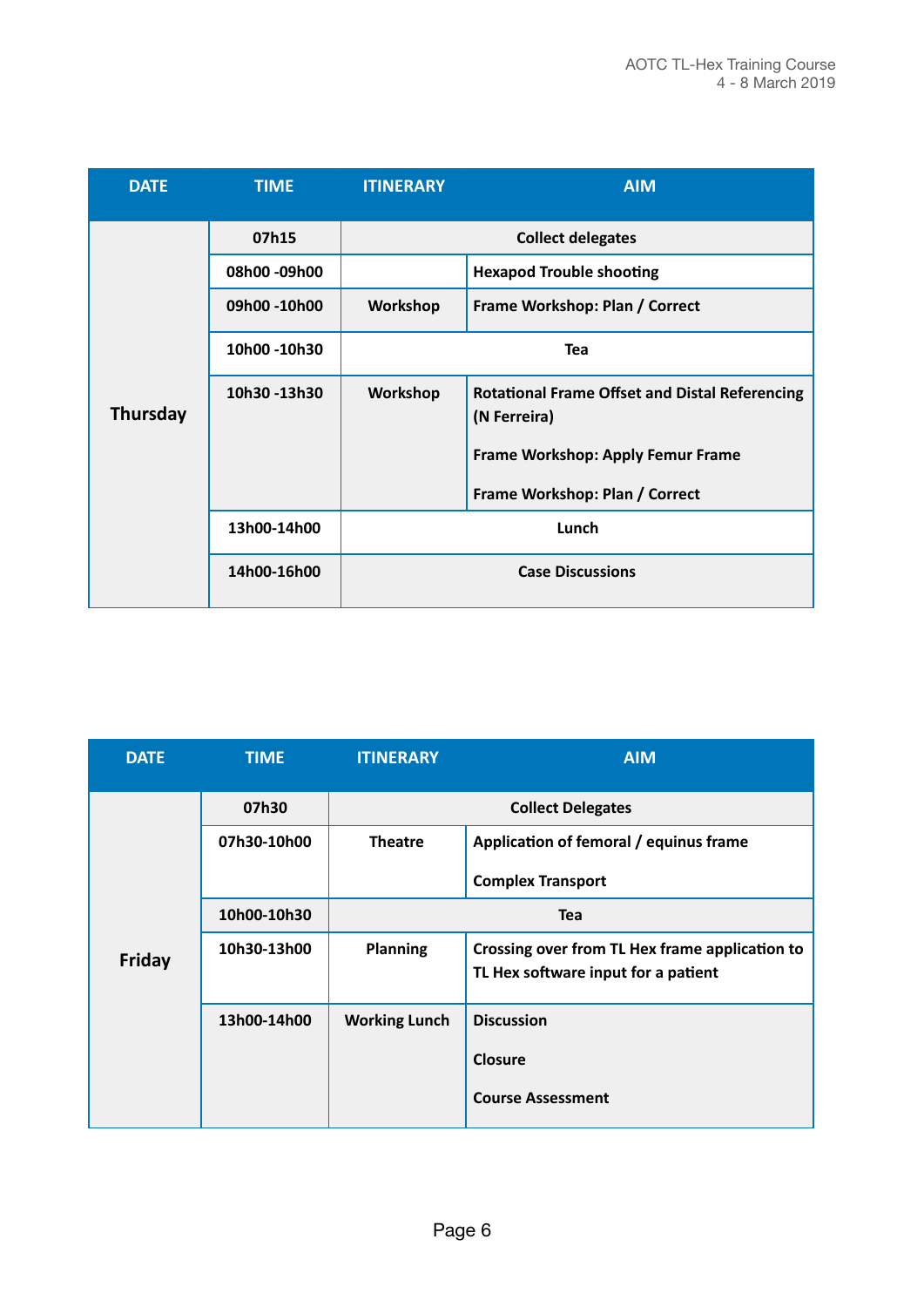| DATE | TIME | ITINERARY | AIM |
|---|---|---|---|
| Thursday | 07h15 | Collect delegates | |
| | 08h00 -09h00 | | Hexapod Trouble shooting |
| | 09h00 -10h00 | Workshop | Frame Workshop: Plan / Correct |
| | 10h00 -10h30 | Tea | |
| | 10h30 -13h30 | Workshop | Rotational Frame Offset and Distal Referencing (N Ferreira)<br><br>Frame Workshop: Apply Femur Frame<br><br>Frame Workshop: Plan / Correct |
| | 13h00-14h00 | Lunch | |
| | 14h00-16h00 | Case Discussions | |

| DATE | TIME | ITINERARY | AIM |
|---|---|---|---|
| Friday | 07h30 | Collect Delegates | |
| | 07h30-10h00 | Theatre | Application of femoral / equinus frame<br><br>Complex Transport |
| | 10h00-10h30 | Tea | |
| | 10h30-13h00 | Planning | Crossing over from TL Hex frame application to TL Hex software input for a patient |
| | 13h00-14h00 | Working Lunch | Discussion<br><br>Closure<br><br>Course Assessment |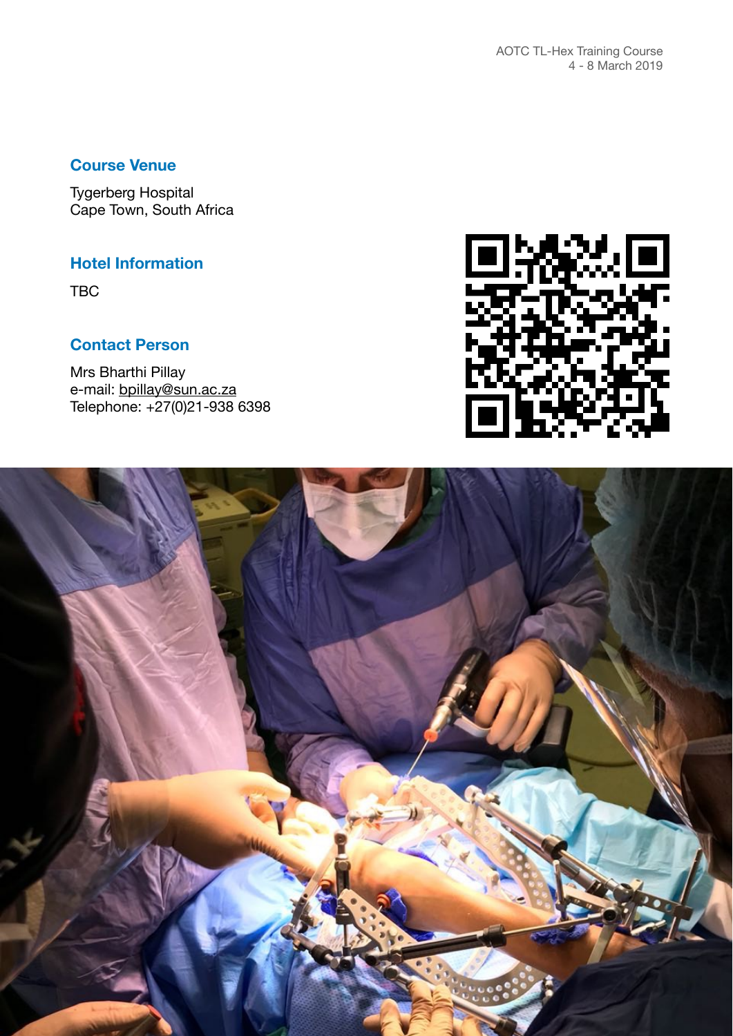## Course Venue

Tygerberg Hospital
Cape Town, South Africa

## Hotel Information

TBC

## Contact Person

Mrs Bharthi Pillay
e-mail: bpillay@sun.ac.za
Telephone: +27(0)21-938 6398